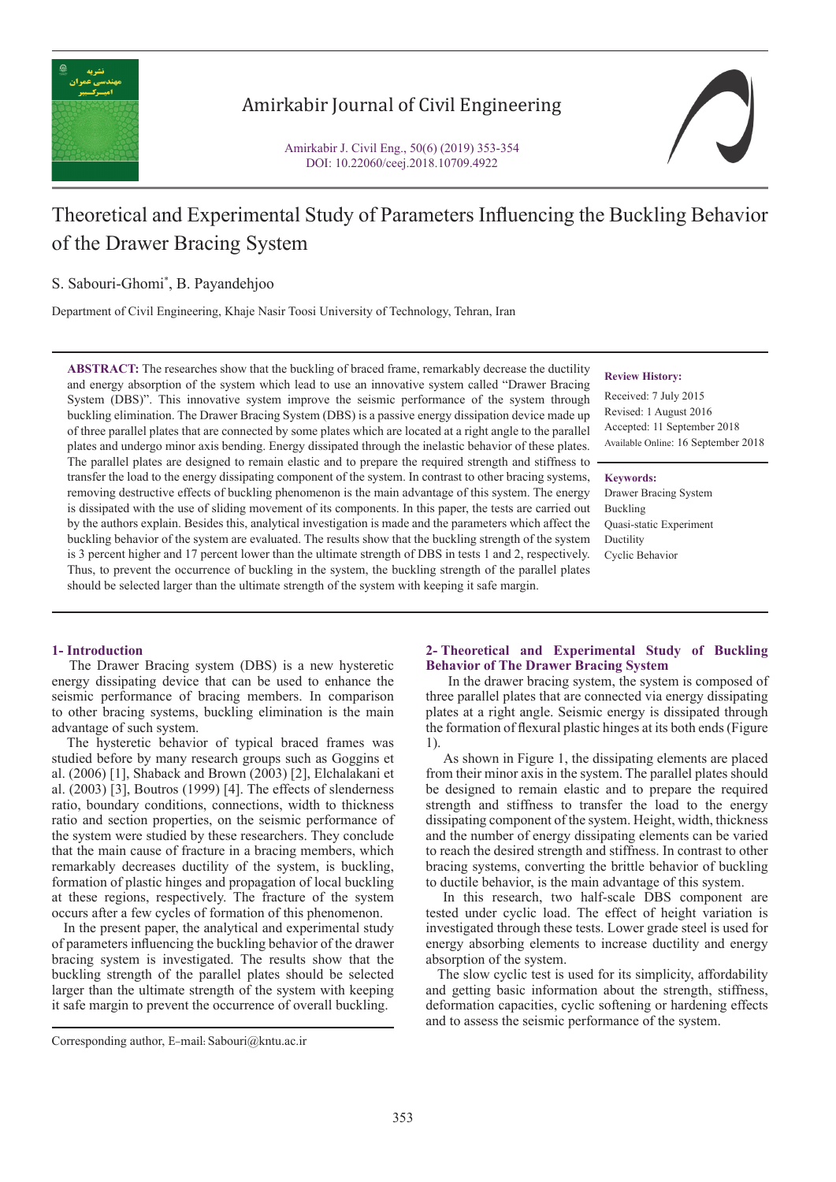# Theoretical and Experimental Study of Parameters Influencing the Buckling Behavior of the Drawer Bracing System

S. Sabouri-Ghomi[*], B. Payandehjoo

Department of Civil Engineering, Khaje Nasir Toosi University of Technology, Tehran, Iran

**ABSTRACT:** The researches show that the buckling of braced frame, remarkably decrease the ductility and energy absorption of the system which lead to use an innovative system called "Drawer Bracing System (DBS)". This innovative system improve the seismic performance of the system through buckling elimination. The Drawer Bracing System (DBS) is a passive energy dissipation device made up of three parallel plates that are connected by some plates which are located at a right angle to the parallel plates and undergo minor axis bending. Energy dissipated through the inelastic behavior of these plates. The parallel plates are designed to remain elastic and to prepare the required strength and stiffness to transfer the load to the energy dissipating component of the system. In contrast to other bracing systems, removing destructive effects of buckling phenomenon is the main advantage of this system. The energy is dissipated with the use of sliding movement of its components. In this paper, the tests are carried out by the authors explain. Besides this, analytical investigation is made and the parameters which affect the buckling behavior of the system are evaluated. The results show that the buckling strength of the system is 3 percent higher and 17 percent lower than the ultimate strength of DBS in tests 1 and 2, respectively. Thus, to prevent the occurrence of buckling in the system, the buckling strength of the parallel plates should be selected larger than the ultimate strength of the system with keeping it safe margin.

**Review History:**

Received: 7 July 2015
Revised: 1 August 2016
Accepted: 11 September 2018
Available Online: 16 September 2018

**Keywords:**

Drawer Bracing System
Buckling
Quasi-static Experiment
Ductility
Cyclic Behavior

## 1- Introduction

The Drawer Bracing system (DBS) is a new hysteretic energy dissipating device that can be used to enhance the seismic performance of bracing members. In comparison to other bracing systems, buckling elimination is the main advantage of such system.

The hysteretic behavior of typical braced frames was studied before by many research groups such as Goggins et al. (2006) [1], Shaback and Brown (2003) [2], Elchalakani et al. (2003) [3], Boutros (1999) [4]. The effects of slenderness ratio, boundary conditions, connections, width to thickness ratio and section properties, on the seismic performance of the system were studied by these researchers. They conclude that the main cause of fracture in a bracing members, which remarkably decreases ductility of the system, is buckling, formation of plastic hinges and propagation of local buckling at these regions, respectively. The fracture of the system occurs after a few cycles of formation of this phenomenon.

In the present paper, the analytical and experimental study of parameters influencing the buckling behavior of the drawer bracing system is investigated. The results show that the buckling strength of the parallel plates should be selected larger than the ultimate strength of the system with keeping it safe margin to prevent the occurrence of overall buckling.

## 2- Theoretical and Experimental Study of Buckling Behavior of The Drawer Bracing System

In the drawer bracing system, the system is composed of three parallel plates that are connected via energy dissipating plates at a right angle. Seismic energy is dissipated through the formation of flexural plastic hinges at its both ends (Figure 1).

As shown in Figure 1, the dissipating elements are placed from their minor axis in the system. The parallel plates should be designed to remain elastic and to prepare the required strength and stiffness to transfer the load to the energy dissipating component of the system. Height, width, thickness and the number of energy dissipating elements can be varied to reach the desired strength and stiffness. In contrast to other bracing systems, converting the brittle behavior of buckling to ductile behavior, is the main advantage of this system.

In this research, two half-scale DBS component are tested under cyclic load. The effect of height variation is investigated through these tests. Lower grade steel is used for energy absorbing elements to increase ductility and energy absorption of the system.

The slow cyclic test is used for its simplicity, affordability and getting basic information about the strength, stiffness, deformation capacities, cyclic softening or hardening effects and to assess the seismic performance of the system.

Corresponding author, E-mail: Sabouri@kntu.ac.ir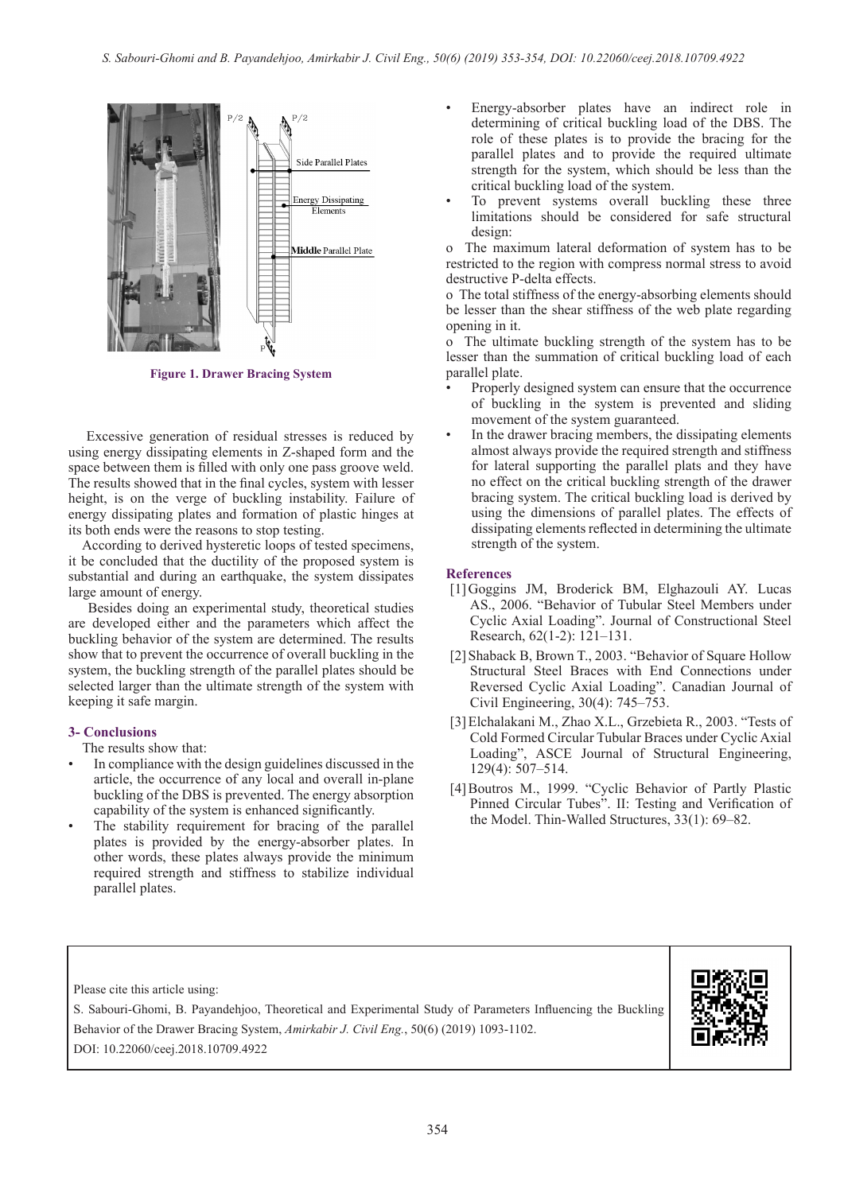P/2 P/2

Side Parallel Plates

Energy Dissipating Elements

Middle Parallel Plate

P

**Figure 1. Drawer Bracing System**

Excessive generation of residual stresses is reduced by using energy dissipating elements in Z-shaped form and the space between them is filled with only one pass groove weld. The results showed that in the final cycles, system with lesser height, is on the verge of buckling instability. Failure of energy dissipating plates and formation of plastic hinges at its both ends were the reasons to stop testing.

According to derived hysteretic loops of tested specimens, it be concluded that the ductility of the proposed system is substantial and during an earthquake, the system dissipates large amount of energy.

Besides doing an experimental study, theoretical studies are developed either and the parameters which affect the buckling behavior of the system are determined. The results show that to prevent the occurrence of overall buckling in the system, the buckling strength of the parallel plates should be selected larger than the ultimate strength of the system with keeping it safe margin.

## 3- Conclusions

The results show that:

- In compliance with the design guidelines discussed in the article, the occurrence of any local and overall in-plane buckling of the DBS is prevented. The energy absorption capability of the system is enhanced significantly.
- The stability requirement for bracing of the parallel plates is provided by the energy-absorber plates. In other words, these plates always provide the minimum required strength and stiffness to stabilize individual parallel plates.
- Energy-absorber plates have an indirect role in determining of critical buckling load of the DBS. The role of these plates is to provide the bracing for the parallel plates and to provide the required ultimate strength for the system, which should be less than the critical buckling load of the system.
- To prevent systems overall buckling these three limitations should be considered for safe structural design:

o The maximum lateral deformation of system has to be restricted to the region with compress normal stress to avoid destructive P-delta effects.

o The total stiffness of the energy-absorbing elements should be lesser than the shear stiffness of the web plate regarding opening in it.

o The ultimate buckling strength of the system has to be lesser than the summation of critical buckling load of each parallel plate.

- Properly designed system can ensure that the occurrence of buckling in the system is prevented and sliding movement of the system guaranteed.
- In the drawer bracing members, the dissipating elements almost always provide the required strength and stiffness for lateral supporting the parallel plats and they have no effect on the critical buckling strength of the drawer bracing system. The critical buckling load is derived by using the dimensions of parallel plates. The effects of dissipating elements reflected in determining the ultimate strength of the system.

## References

[1] Goggins JM, Broderick BM, Elghazouli AY. Lucas AS., 2006. "Behavior of Tubular Steel Members under Cyclic Axial Loading". Journal of Constructional Steel Research, 62(1-2): 121–131.

[2] Shaback B, Brown T., 2003. "Behavior of Square Hollow Structural Steel Braces with End Connections under Reversed Cyclic Axial Loading". Canadian Journal of Civil Engineering, 30(4): 745–753.

[3] Elchalakani M., Zhao X.L., Grzebieta R., 2003. "Tests of Cold Formed Circular Tubular Braces under Cyclic Axial Loading", ASCE Journal of Structural Engineering, 129(4): 507–514.

[4] Boutros M., 1999. "Cyclic Behavior of Partly Plastic Pinned Circular Tubes". II: Testing and Verification of the Model. Thin-Walled Structures, 33(1): 69–82.

Please cite this article using:

S. Sabouri-Ghomi, B. Payandehjoo, Theoretical and Experimental Study of Parameters Influencing the Buckling Behavior of the Drawer Bracing System, *Amirkabir J. Civil Eng.*, 50(6) (2019) 1093-1102.

DOI: 10.22060/ceej.2018.10709.4922